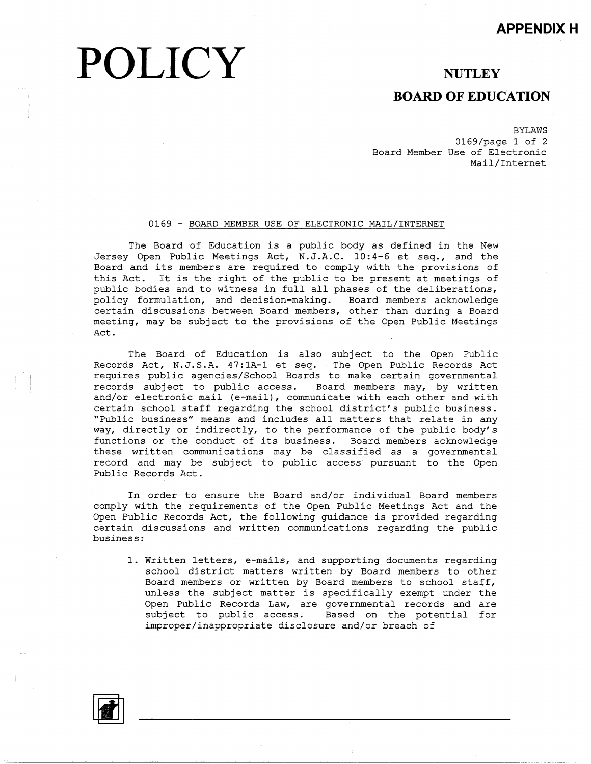APPENDIX H

# POLICY

## NUTLEY BOARD OF EDUCATION

BYLAWS
0169/page 1 of 2
Board Member Use of Electronic Mail/Internet

### 0169 - BOARD MEMBER USE OF ELECTRONIC MAIL/INTERNET

The Board of Education is a public body as defined in the New Jersey Open Public Meetings Act, N.J.A.C. 10:4-6 et seq., and the Board and its members are required to comply with the provisions of this Act. It is the right of the public to be present at meetings of public bodies and to witness in full all phases of the deliberations, policy formulation, and decision-making. Board members acknowledge certain discussions between Board members, other than during a Board meeting, may be subject to the provisions of the Open Public Meetings Act.

The Board of Education is also subject to the Open Public Records Act, N.J.S.A. 47:1A-1 et seq. The Open Public Records Act requires public agencies/School Boards to make certain governmental records subject to public access. Board members may, by written and/or electronic mail (e-mail), communicate with each other and with certain school staff regarding the school district's public business. "Public business" means and includes all matters that relate in any way, directly or indirectly, to the performance of the public body's functions or the conduct of its business. Board members acknowledge these written communications may be classified as a governmental record and may be subject to public access pursuant to the Open Public Records Act.

In order to ensure the Board and/or individual Board members comply with the requirements of the Open Public Meetings Act and the Open Public Records Act, the following guidance is provided regarding certain discussions and written communications regarding the public business:

1. Written letters, e-mails, and supporting documents regarding school district matters written by Board members to other Board members or written by Board members to school staff, unless the subject matter is specifically exempt under the Open Public Records Law, are governmental records and are subject to public access. Based on the potential for improper/inappropriate disclosure and/or breach of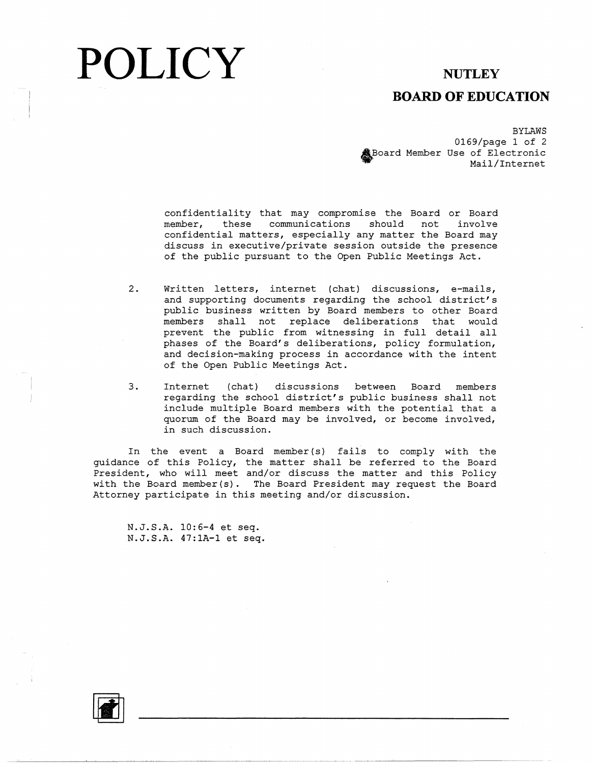confidentiality that may compromise the Board or Board member, these communications should not involve confidential matters, especially any matter the Board may discuss in executive/private session outside the presence of the public pursuant to the Open Public Meetings Act.

2. Written letters, internet (chat) discussions, e-mails, and supporting documents regarding the school district's public business written by Board members to other Board members shall not replace deliberations that would prevent the public from witnessing in full detail all phases of the Board's deliberations, policy formulation, and decision-making process in accordance with the intent of the Open Public Meetings Act.

3. Internet (chat) discussions between Board members regarding the school district's public business shall not include multiple Board members with the potential that a quorum of the Board may be involved, or become involved, in such discussion.

In the event a Board member(s) fails to comply with the guidance of this Policy, the matter shall be referred to the Board President, who will meet and/or discuss the matter and this Policy with the Board member(s). The Board President may request the Board Attorney participate in this meeting and/or discussion.

N.J.S.A. 10:6-4 et seq.
N.J.S.A. 47:1A-1 et seq.